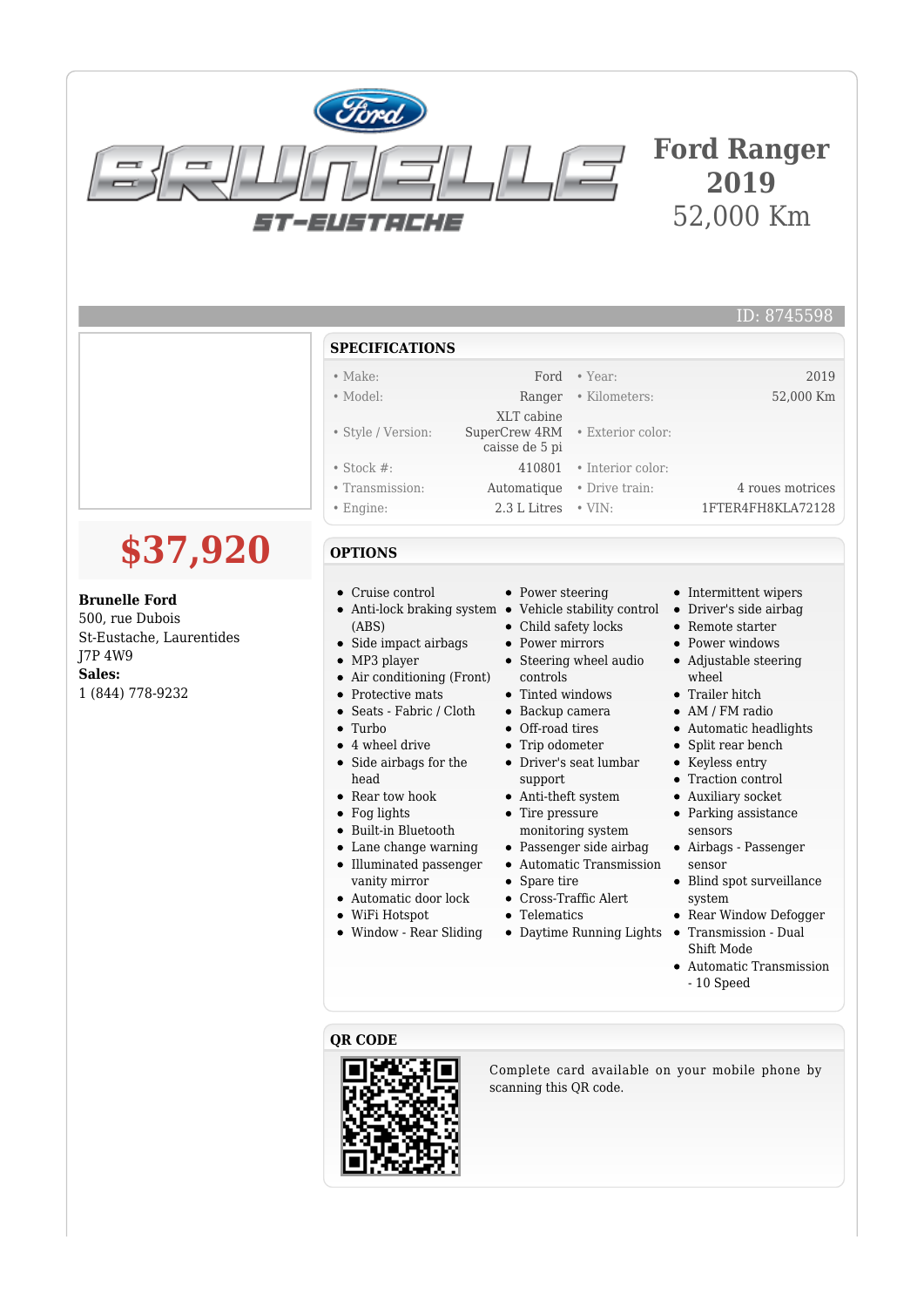# Ford Ranger 2019

52,000 Km

ID: 8745598

## $37,920

**Brunelle Ford**
500, rue Dubois
St-Eustache, Laurentides
J7P 4W9
**Sales:**
1 (844) 778-9232

## SPECIFICATIONS

| | | | |
|---|---|---|---|
| • Make: | Ford | • Year: | 2019 |
| • Model: | Ranger | • Kilometers: | 52,000 Km |
| • Style / Version: | XLT cabine SuperCrew 4RM caisse de 5 pi | • Exterior color: | |
| • Stock #: | 410801 | • Interior color: | |
| • Transmission: | Automatique | • Drive train: | 4 roues motrices |
| • Engine: | 2.3 L Litres | • VIN: | 1FTER4FH8KLA72128 |

## OPTIONS

- Cruise control
- Anti-lock braking system (ABS)
- Side impact airbags
- MP3 player
- Air conditioning (Front)
- Protective mats
- Seats - Fabric / Cloth
- Turbo
- 4 wheel drive
- Side airbags for the head
- Rear tow hook
- Fog lights
- Built-in Bluetooth
- Lane change warning
- Illuminated passenger vanity mirror
- Automatic door lock
- WiFi Hotspot
- Window - Rear Sliding
- Power steering
- Vehicle stability control
- Child safety locks
- Power mirrors
- Steering wheel audio controls
- Tinted windows
- Backup camera
- Off-road tires
- Trip odometer
- Driver's seat lumbar support
- Anti-theft system
- Tire pressure monitoring system
- Passenger side airbag
- Automatic Transmission
- Spare tire
- Cross-Traffic Alert
- Telematics
- Daytime Running Lights
- Intermittent wipers
- Driver's side airbag
- Remote starter
- Power windows
- Adjustable steering wheel
- Trailer hitch
- AM / FM radio
- Automatic headlights
- Split rear bench
- Keyless entry
- Traction control
- Auxiliary socket
- Parking assistance sensors
- Airbags - Passenger sensor
- Blind spot surveillance system
- Rear Window Defogger
- Transmission - Dual Shift Mode
- Automatic Transmission - 10 Speed

## QR CODE

Complete card available on your mobile phone by scanning this QR code.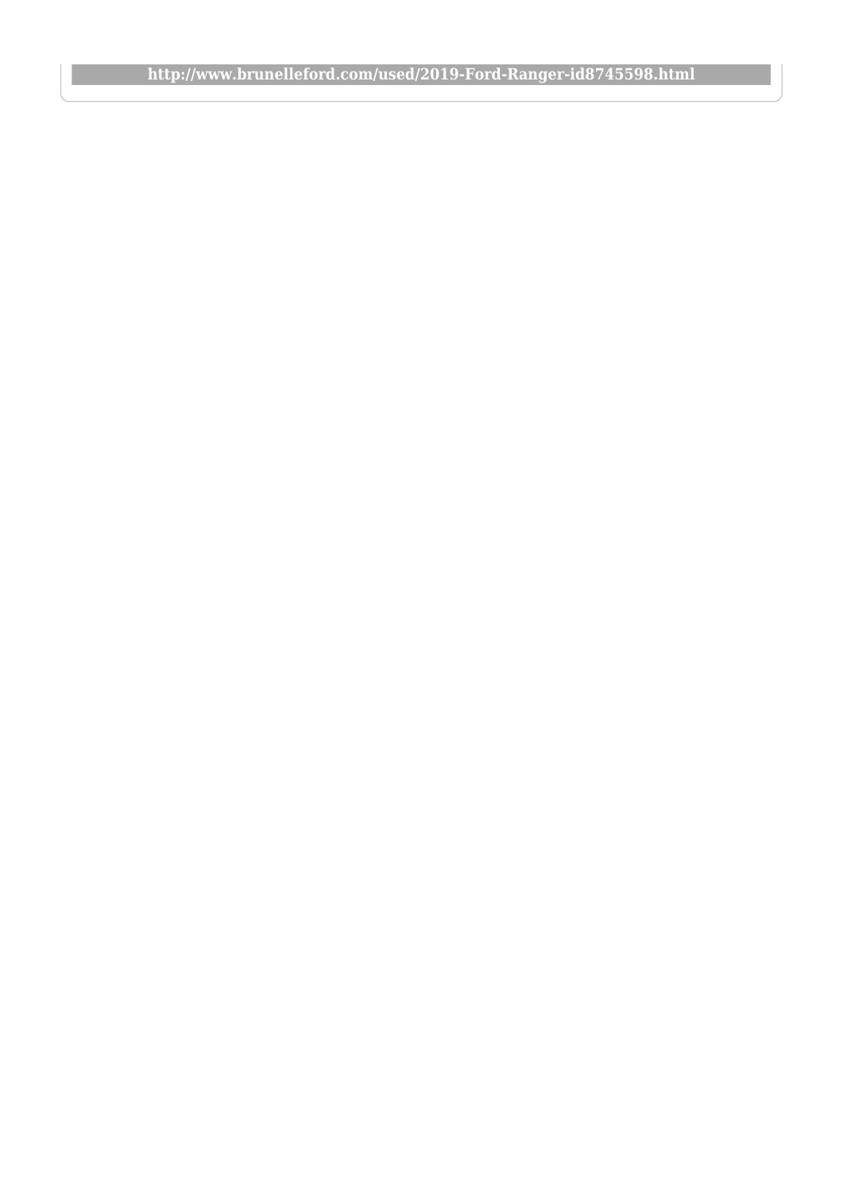http://www.brunelleford.com/used/2019-Ford-Ranger-id8745598.html